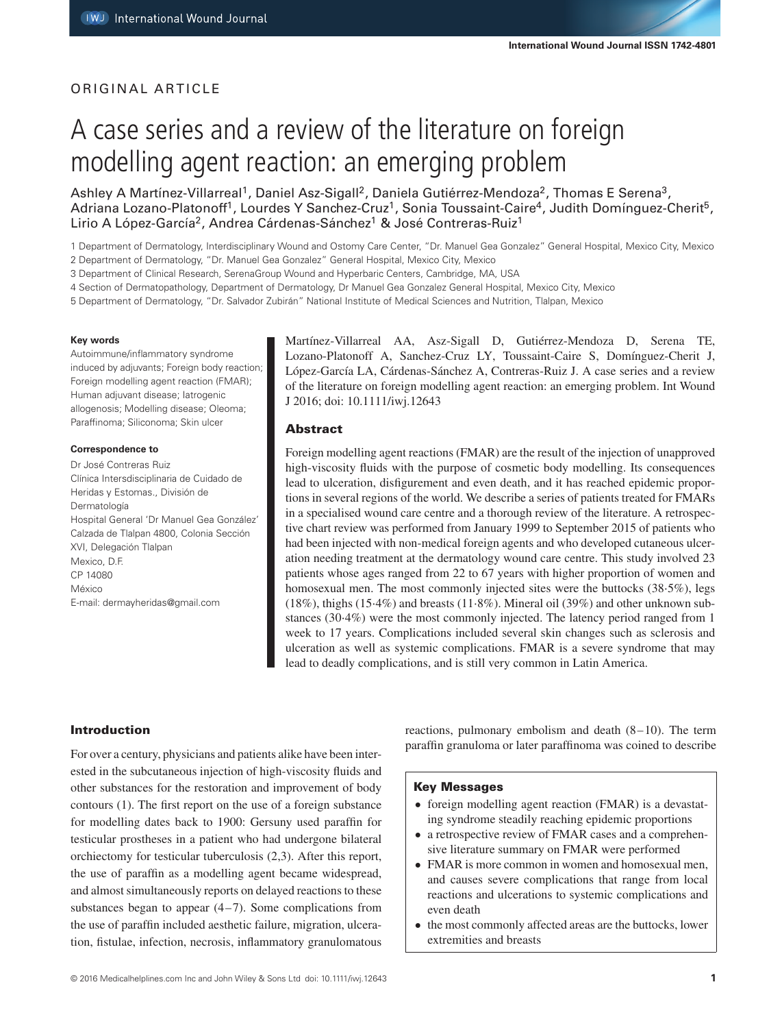ORIGINAL ARTICLE

# A case series and a review of the literature on foreign modelling agent reaction: an emerging problem

Ashley A Martínez-Villarreal[1], Daniel Asz-Sigall[2], Daniela Gutiérrez-Mendoza[2], Thomas E Serena[3], Adriana Lozano-Platonoff[1], Lourdes Y Sanchez-Cruz[1], Sonia Toussaint-Caire[4], Judith Domínguez-Cherit[5], Lirio A López-García[2], Andrea Cárdenas-Sánchez[1] & José Contreras-Ruiz[1]

1 Department of Dermatology, Interdisciplinary Wound and Ostomy Care Center, "Dr. Manuel Gea Gonzalez" General Hospital, Mexico City, Mexico
2 Department of Dermatology, "Dr. Manuel Gea Gonzalez" General Hospital, Mexico City, Mexico
3 Department of Clinical Research, SerenaGroup Wound and Hyperbaric Centers, Cambridge, MA, USA
4 Section of Dermatopathology, Department of Dermatology, Dr Manuel Gea Gonzalez General Hospital, Mexico City, Mexico
5 Department of Dermatology, "Dr. Salvador Zubirán" National Institute of Medical Sciences and Nutrition, Tlalpan, Mexico

**Key words**

Autoimmune/inflammatory syndrome induced by adjuvants; Foreign body reaction; Foreign modelling agent reaction (FMAR); Human adjuvant disease; Iatrogenic allogenosis; Modelling disease; Oleoma; Paraffinoma; Siliconoma; Skin ulcer

**Correspondence to**

Dr José Contreras Ruiz
Clínica Intersdisciplinaria de Cuidado de Heridas y Estomas., División de Dermatología
Hospital General 'Dr Manuel Gea González'
Calzada de Tlalpan 4800, Colonia Sección XVI, Delegación Tlalpan
Mexico, D.F.
CP 14080
México
E-mail: dermayheridas@gmail.com

Martínez-Villarreal AA, Asz-Sigall D, Gutiérrez-Mendoza D, Serena TE, Lozano-Platonoff A, Sanchez-Cruz LY, Toussaint-Caire S, Domínguez-Cherit J, López-García LA, Cárdenas-Sánchez A, Contreras-Ruiz J. A case series and a review of the literature on foreign modelling agent reaction: an emerging problem. Int Wound J 2016; doi: 10.1111/iwj.12643

## Abstract

Foreign modelling agent reactions (FMAR) are the result of the injection of unapproved high-viscosity fluids with the purpose of cosmetic body modelling. Its consequences lead to ulceration, disfigurement and even death, and it has reached epidemic proportions in several regions of the world. We describe a series of patients treated for FMARs in a specialised wound care centre and a thorough review of the literature. A retrospective chart review was performed from January 1999 to September 2015 of patients who had been injected with non-medical foreign agents and who developed cutaneous ulceration needing treatment at the dermatology wound care centre. This study involved 23 patients whose ages ranged from 22 to 67 years with higher proportion of women and homosexual men. The most commonly injected sites were the buttocks (38·5%), legs (18%), thighs (15·4%) and breasts (11·8%). Mineral oil (39%) and other unknown substances (30·4%) were the most commonly injected. The latency period ranged from 1 week to 17 years. Complications included several skin changes such as sclerosis and ulceration as well as systemic complications. FMAR is a severe syndrome that may lead to deadly complications, and is still very common in Latin America.

## Introduction

For over a century, physicians and patients alike have been interested in the subcutaneous injection of high-viscosity fluids and other substances for the restoration and improvement of body contours (1). The first report on the use of a foreign substance for modelling dates back to 1900: Gersuny used paraffin for testicular prostheses in a patient who had undergone bilateral orchiectomy for testicular tuberculosis (2,3). After this report, the use of paraffin as a modelling agent became widespread, and almost simultaneously reports on delayed reactions to these substances began to appear (4–7). Some complications from the use of paraffin included aesthetic failure, migration, ulceration, fistulae, infection, necrosis, inflammatory granulomatous reactions, pulmonary embolism and death (8–10). The term paraffin granuloma or later paraffinoma was coined to describe

**Key Messages**

- foreign modelling agent reaction (FMAR) is a devastating syndrome steadily reaching epidemic proportions
- a retrospective review of FMAR cases and a comprehensive literature summary on FMAR were performed
- FMAR is more common in women and homosexual men, and causes severe complications that range from local reactions and ulcerations to systemic complications and even death
- the most commonly affected areas are the buttocks, lower extremities and breasts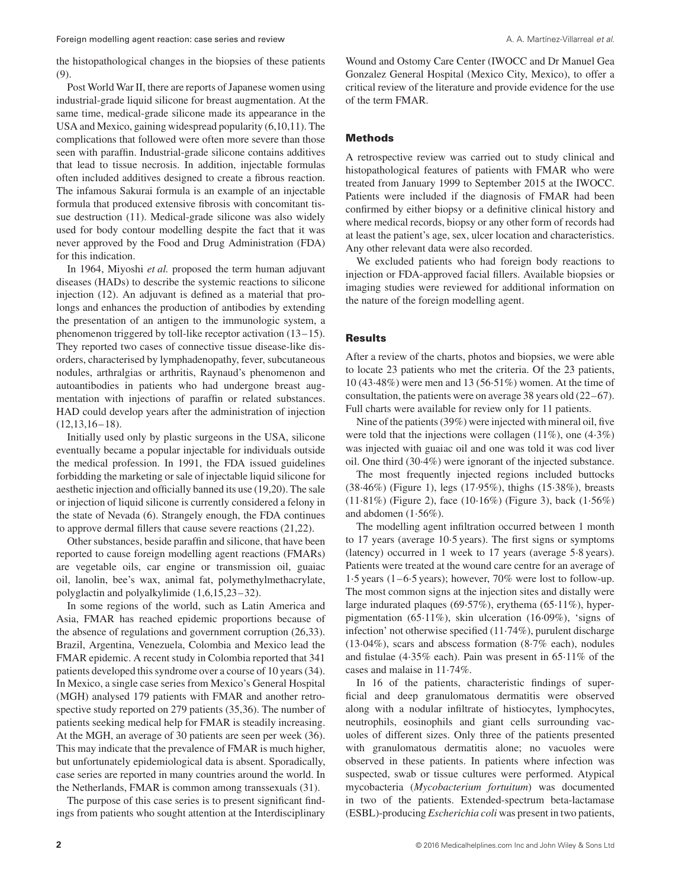the histopathological changes in the biopsies of these patients (9).

Post World War II, there are reports of Japanese women using industrial-grade liquid silicone for breast augmentation. At the same time, medical-grade silicone made its appearance in the USA and Mexico, gaining widespread popularity (6,10,11). The complications that followed were often more severe than those seen with paraffin. Industrial-grade silicone contains additives that lead to tissue necrosis. In addition, injectable formulas often included additives designed to create a fibrous reaction. The infamous Sakurai formula is an example of an injectable formula that produced extensive fibrosis with concomitant tissue destruction (11). Medical-grade silicone was also widely used for body contour modelling despite the fact that it was never approved by the Food and Drug Administration (FDA) for this indication.

In 1964, Miyoshi *et al.* proposed the term human adjuvant diseases (HADs) to describe the systemic reactions to silicone injection (12). An adjuvant is defined as a material that prolongs and enhances the production of antibodies by extending the presentation of an antigen to the immunologic system, a phenomenon triggered by toll-like receptor activation (13–15). They reported two cases of connective tissue disease-like disorders, characterised by lymphadenopathy, fever, subcutaneous nodules, arthralgias or arthritis, Raynaud's phenomenon and autoantibodies in patients who had undergone breast augmentation with injections of paraffin or related substances. HAD could develop years after the administration of injection (12,13,16–18).

Initially used only by plastic surgeons in the USA, silicone eventually became a popular injectable for individuals outside the medical profession. In 1991, the FDA issued guidelines forbidding the marketing or sale of injectable liquid silicone for aesthetic injection and officially banned its use (19,20). The sale or injection of liquid silicone is currently considered a felony in the state of Nevada (6). Strangely enough, the FDA continues to approve dermal fillers that cause severe reactions (21,22).

Other substances, beside paraffin and silicone, that have been reported to cause foreign modelling agent reactions (FMARs) are vegetable oils, car engine or transmission oil, guaiac oil, lanolin, bee's wax, animal fat, polymethylmethacrylate, polyglactin and polyalkylimide (1,6,15,23–32).

In some regions of the world, such as Latin America and Asia, FMAR has reached epidemic proportions because of the absence of regulations and government corruption (26,33). Brazil, Argentina, Venezuela, Colombia and Mexico lead the FMAR epidemic. A recent study in Colombia reported that 341 patients developed this syndrome over a course of 10 years (34). In Mexico, a single case series from Mexico's General Hospital (MGH) analysed 179 patients with FMAR and another retrospective study reported on 279 patients (35,36). The number of patients seeking medical help for FMAR is steadily increasing. At the MGH, an average of 30 patients are seen per week (36). This may indicate that the prevalence of FMAR is much higher, but unfortunately epidemiological data is absent. Sporadically, case series are reported in many countries around the world. In the Netherlands, FMAR is common among transsexuals (31).

The purpose of this case series is to present significant findings from patients who sought attention at the Interdisciplinary Wound and Ostomy Care Center (IWOCC and Dr Manuel Gea Gonzalez General Hospital (Mexico City, Mexico), to offer a critical review of the literature and provide evidence for the use of the term FMAR.

## Methods

A retrospective review was carried out to study clinical and histopathological features of patients with FMAR who were treated from January 1999 to September 2015 at the IWOCC. Patients were included if the diagnosis of FMAR had been confirmed by either biopsy or a definitive clinical history and where medical records, biopsy or any other form of records had at least the patient's age, sex, ulcer location and characteristics. Any other relevant data were also recorded.

We excluded patients who had foreign body reactions to injection or FDA-approved facial fillers. Available biopsies or imaging studies were reviewed for additional information on the nature of the foreign modelling agent.

## Results

After a review of the charts, photos and biopsies, we were able to locate 23 patients who met the criteria. Of the 23 patients, 10 (43·48%) were men and 13 (56·51%) women. At the time of consultation, the patients were on average 38 years old (22–67). Full charts were available for review only for 11 patients.

Nine of the patients (39%) were injected with mineral oil, five were told that the injections were collagen (11%), one (4·3%) was injected with guaiac oil and one was told it was cod liver oil. One third (30·4%) were ignorant of the injected substance.

The most frequently injected regions included buttocks (38·46%) (Figure 1), legs (17·95%), thighs (15·38%), breasts (11·81%) (Figure 2), face (10·16%) (Figure 3), back (1·56%) and abdomen (1·56%).

The modelling agent infiltration occurred between 1 month to 17 years (average 10·5 years). The first signs or symptoms (latency) occurred in 1 week to 17 years (average 5·8 years). Patients were treated at the wound care centre for an average of 1·5 years (1–6·5 years); however, 70% were lost to follow-up. The most common signs at the injection sites and distally were large indurated plaques (69·57%), erythema (65·11%), hyperpigmentation (65·11%), skin ulceration (16·09%), 'signs of infection' not otherwise specified (11·74%), purulent discharge (13·04%), scars and abscess formation (8·7% each), nodules and fistulae (4·35% each). Pain was present in 65·11% of the cases and malaise in 11·74%.

In 16 of the patients, characteristic findings of superficial and deep granulomatous dermatitis were observed along with a nodular infiltrate of histiocytes, lymphocytes, neutrophils, eosinophils and giant cells surrounding vacuoles of different sizes. Only three of the patients presented with granulomatous dermatitis alone; no vacuoles were observed in these patients. In patients where infection was suspected, swab or tissue cultures were performed. Atypical mycobacteria (*Mycobacterium fortuitum*) was documented in two of the patients. Extended-spectrum beta-lactamase (ESBL)-producing *Escherichia coli* was present in two patients,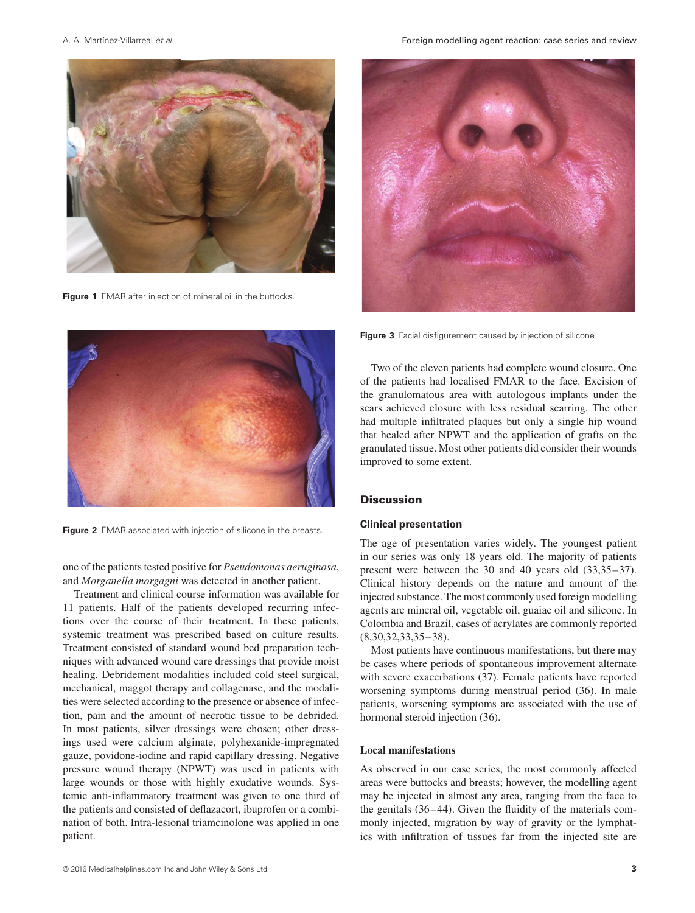Figure 1 FMAR after injection of mineral oil in the buttocks.

Figure 2 FMAR associated with injection of silicone in the breasts.

one of the patients tested positive for *Pseudomonas aeruginosa*, and *Morganella morgagni* was detected in another patient.

Treatment and clinical course information was available for 11 patients. Half of the patients developed recurring infections over the course of their treatment. In these patients, systemic treatment was prescribed based on culture results. Treatment consisted of standard wound bed preparation techniques with advanced wound care dressings that provide moist healing. Debridement modalities included cold steel surgical, mechanical, maggot therapy and collagenase, and the modalities were selected according to the presence or absence of infection, pain and the amount of necrotic tissue to be debrided. In most patients, silver dressings were chosen; other dressings used were calcium alginate, polyhexanide-impregnated gauze, povidone-iodine and rapid capillary dressing. Negative pressure wound therapy (NPWT) was used in patients with large wounds or those with highly exudative wounds. Systemic anti-inflammatory treatment was given to one third of the patients and consisted of deflazacort, ibuprofen or a combination of both. Intra-lesional triamcinolone was applied in one patient.

Figure 3 Facial disfigurement caused by injection of silicone.

Two of the eleven patients had complete wound closure. One of the patients had localised FMAR to the face. Excision of the granulomatous area with autologous implants under the scars achieved closure with less residual scarring. The other had multiple infiltrated plaques but only a single hip wound that healed after NPWT and the application of grafts on the granulated tissue. Most other patients did consider their wounds improved to some extent.

## Discussion

### Clinical presentation

The age of presentation varies widely. The youngest patient in our series was only 18 years old. The majority of patients present were between the 30 and 40 years old (33,35–37). Clinical history depends on the nature and amount of the injected substance. The most commonly used foreign modelling agents are mineral oil, vegetable oil, guaiac oil and silicone. In Colombia and Brazil, cases of acrylates are commonly reported (8,30,32,33,35–38).

Most patients have continuous manifestations, but there may be cases where periods of spontaneous improvement alternate with severe exacerbations (37). Female patients have reported worsening symptoms during menstrual period (36). In male patients, worsening symptoms are associated with the use of hormonal steroid injection (36).

### Local manifestations

As observed in our case series, the most commonly affected areas were buttocks and breasts; however, the modelling agent may be injected in almost any area, ranging from the face to the genitals (36–44). Given the fluidity of the materials commonly injected, migration by way of gravity or the lymphatics with infiltration of tissues far from the injected site are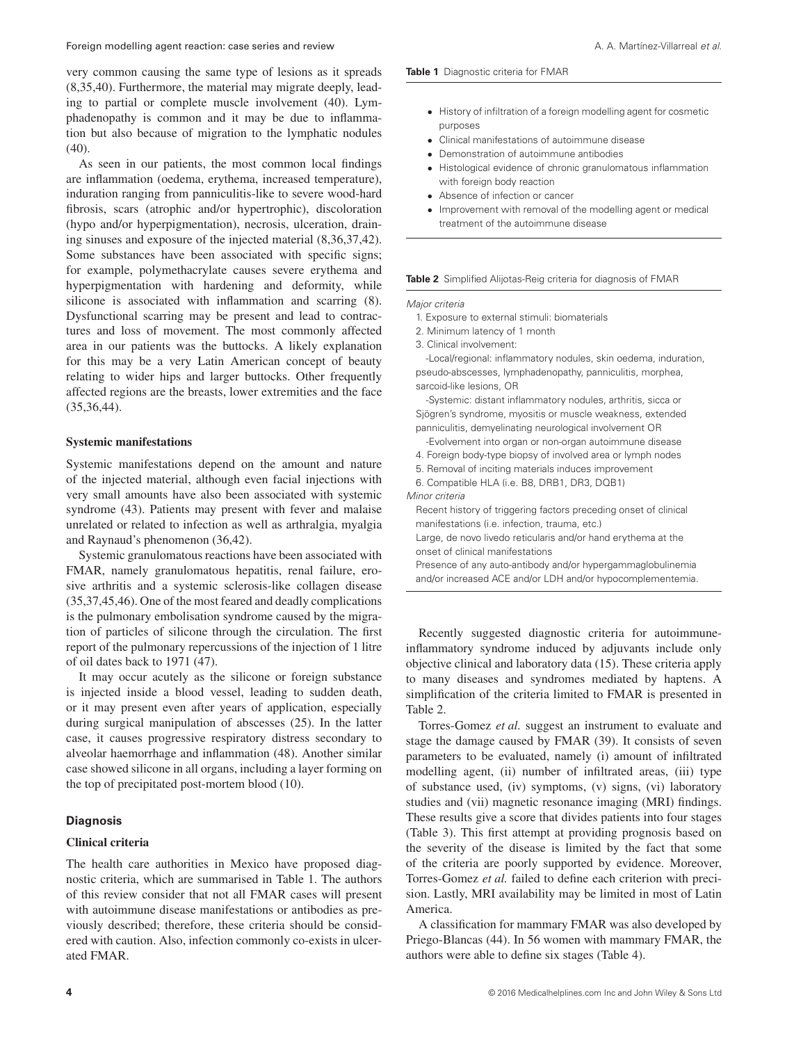very common causing the same type of lesions as it spreads (8,35,40). Furthermore, the material may migrate deeply, leading to partial or complete muscle involvement (40). Lymphadenopathy is common and it may be due to inflammation but also because of migration to the lymphatic nodules (40).

As seen in our patients, the most common local findings are inflammation (oedema, erythema, increased temperature), induration ranging from panniculitis-like to severe wood-hard fibrosis, scars (atrophic and/or hypertrophic), discoloration (hypo and/or hyperpigmentation), necrosis, ulceration, draining sinuses and exposure of the injected material (8,36,37,42). Some substances have been associated with specific signs; for example, polymethacrylate causes severe erythema and hyperpigmentation with hardening and deformity, while silicone is associated with inflammation and scarring (8). Dysfunctional scarring may be present and lead to contractures and loss of movement. The most commonly affected area in our patients was the buttocks. A likely explanation for this may be a very Latin American concept of beauty relating to wider hips and larger buttocks. Other frequently affected regions are the breasts, lower extremities and the face (35,36,44).

### Systemic manifestations

Systemic manifestations depend on the amount and nature of the injected material, although even facial injections with very small amounts have also been associated with systemic syndrome (43). Patients may present with fever and malaise unrelated or related to infection as well as arthralgia, myalgia and Raynaud's phenomenon (36,42).

Systemic granulomatous reactions have been associated with FMAR, namely granulomatous hepatitis, renal failure, erosive arthritis and a systemic sclerosis-like collagen disease (35,37,45,46). One of the most feared and deadly complications is the pulmonary embolisation syndrome caused by the migration of particles of silicone through the circulation. The first report of the pulmonary repercussions of the injection of 1 litre of oil dates back to 1971 (47).

It may occur acutely as the silicone or foreign substance is injected inside a blood vessel, leading to sudden death, or it may present even after years of application, especially during surgical manipulation of abscesses (25). In the latter case, it causes progressive respiratory distress secondary to alveolar haemorrhage and inflammation (48). Another similar case showed silicone in all organs, including a layer forming on the top of precipitated post-mortem blood (10).

## Diagnosis

### Clinical criteria

The health care authorities in Mexico have proposed diagnostic criteria, which are summarised in Table 1. The authors of this review consider that not all FMAR cases will present with autoimmune disease manifestations or antibodies as previously described; therefore, these criteria should be considered with caution. Also, infection commonly co-exists in ulcerated FMAR.

**Table 1** Diagnostic criteria for FMAR

- History of infiltration of a foreign modelling agent for cosmetic purposes
- Clinical manifestations of autoimmune disease
- Demonstration of autoimmune antibodies
- Histological evidence of chronic granulomatous inflammation with foreign body reaction
- Absence of infection or cancer
- Improvement with removal of the modelling agent or medical treatment of the autoimmune disease

**Table 2** Simplified Alijotas-Reig criteria for diagnosis of FMAR

*Major criteria*

1. Exposure to external stimuli: biomaterials
2. Minimum latency of 1 month
3. Clinical involvement:
   - -Local/regional: inflammatory nodules, skin oedema, induration, pseudo-abscesses, lymphadenopathy, panniculitis, morphea, sarcoid-like lesions, OR
   - -Systemic: distant inflammatory nodules, arthritis, sicca or Sjögren's syndrome, myositis or muscle weakness, extended panniculitis, demyelinating neurological involvement OR
   - -Evolvement into organ or non-organ autoimmune disease
4. Foreign body-type biopsy of involved area or lymph nodes
5. Removal of inciting materials induces improvement
6. Compatible HLA (i.e. B8, DRB1, DR3, DQB1)

*Minor criteria*

- Recent history of triggering factors preceding onset of clinical manifestations (i.e. infection, trauma, etc.)
- Large, de novo livedo reticularis and/or hand erythema at the onset of clinical manifestations
- Presence of any auto-antibody and/or hypergammaglobulinemia and/or increased ACE and/or LDH and/or hypocomplementemia.

Recently suggested diagnostic criteria for autoimmune-inflammatory syndrome induced by adjuvants include only objective clinical and laboratory data (15). These criteria apply to many diseases and syndromes mediated by haptens. A simplification of the criteria limited to FMAR is presented in Table 2.

Torres-Gomez *et al.* suggest an instrument to evaluate and stage the damage caused by FMAR (39). It consists of seven parameters to be evaluated, namely (i) amount of infiltrated modelling agent, (ii) number of infiltrated areas, (iii) type of substance used, (iv) symptoms, (v) signs, (vi) laboratory studies and (vii) magnetic resonance imaging (MRI) findings. These results give a score that divides patients into four stages (Table 3). This first attempt at providing prognosis based on the severity of the disease is limited by the fact that some of the criteria are poorly supported by evidence. Moreover, Torres-Gomez *et al.* failed to define each criterion with precision. Lastly, MRI availability may be limited in most of Latin America.

A classification for mammary FMAR was also developed by Priego-Blancas (44). In 56 women with mammary FMAR, the authors were able to define six stages (Table 4).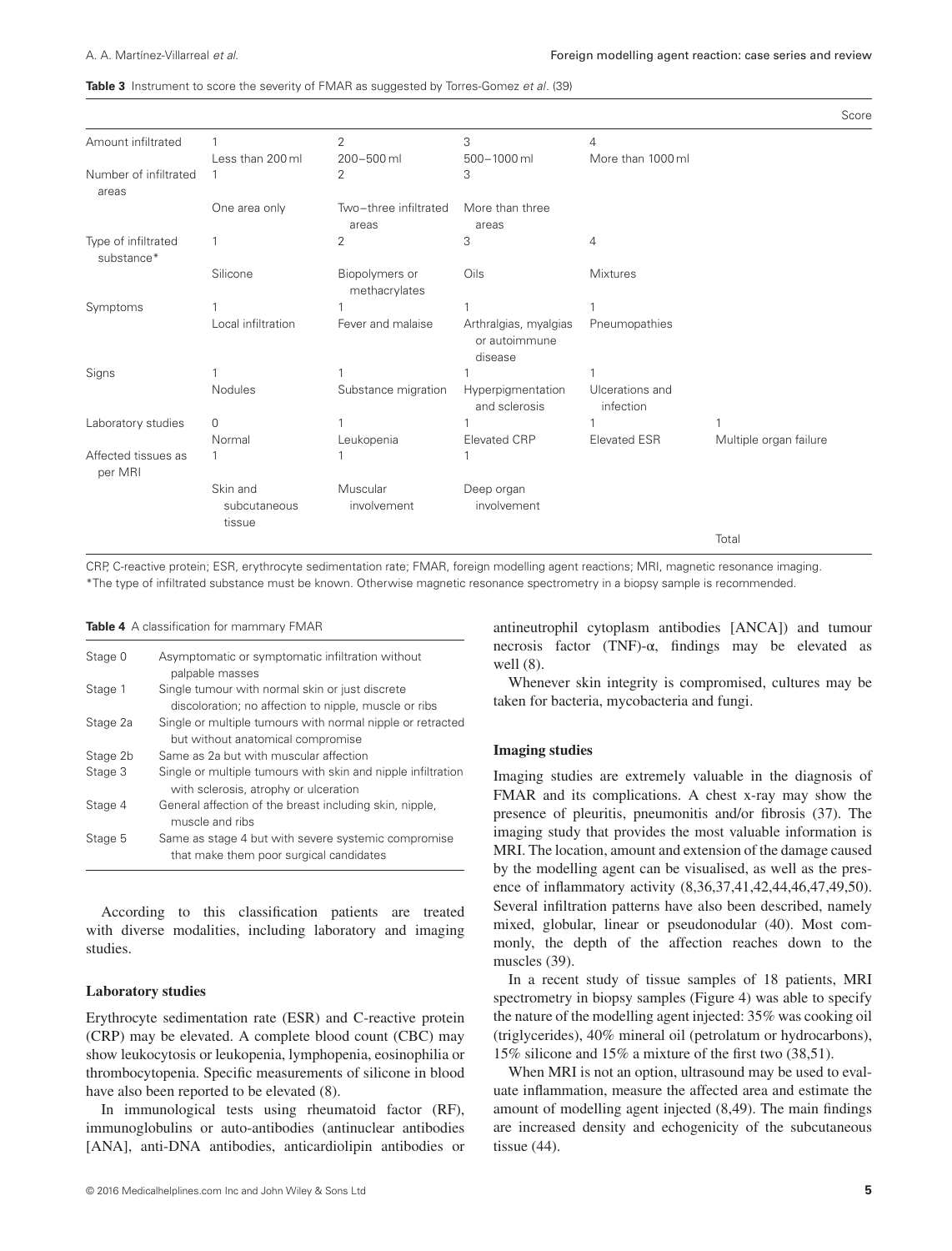**Table 3** Instrument to score the severity of FMAR as suggested by Torres-Gomez *et al*. (39)

| | | | | | Score |
|---|---|---|---|---|---|
| Amount infiltrated | 1<br>Less than 200 ml | 2<br>200–500 ml | 3<br>500–1000 ml | 4<br>More than 1000 ml | |
| Number of infiltrated areas | 1<br>One area only | 2<br>Two–three infiltrated areas | 3<br>More than three areas | | |
| Type of infiltrated substance* | 1<br>Silicone | 2<br>Biopolymers or methacrylates | 3<br>Oils | 4<br>Mixtures | |
| Symptoms | 1<br>Local infiltration | 1<br>Fever and malaise | 1<br>Arthralgias, myalgias or autoimmune disease | 1<br>Pneumopathies | |
| Signs | 1<br>Nodules | 1<br>Substance migration | 1<br>Hyperpigmentation and sclerosis | 1<br>Ulcerations and infection | |
| Laboratory studies | 0<br>Normal | 1<br>Leukopenia | 1<br>Elevated CRP | 1<br>Elevated ESR | 1<br>Multiple organ failure |
| Affected tissues as per MRI | 1<br>Skin and subcutaneous tissue | 1<br>Muscular involvement | 1<br>Deep organ involvement | | |
| | | | | | Total |

CRP, C-reactive protein; ESR, erythrocyte sedimentation rate; FMAR, foreign modelling agent reactions; MRI, magnetic resonance imaging.
*The type of infiltrated substance must be known. Otherwise magnetic resonance spectrometry in a biopsy sample is recommended.

**Table 4** A classification for mammary FMAR

| | |
|---|---|
| Stage 0 | Asymptomatic or symptomatic infiltration without palpable masses |
| Stage 1 | Single tumour with normal skin or just discrete discoloration; no affection to nipple, muscle or ribs |
| Stage 2a | Single or multiple tumours with normal nipple or retracted but without anatomical compromise |
| Stage 2b | Same as 2a but with muscular affection |
| Stage 3 | Single or multiple tumours with skin and nipple infiltration with sclerosis, atrophy or ulceration |
| Stage 4 | General affection of the breast including skin, nipple, muscle and ribs |
| Stage 5 | Same as stage 4 but with severe systemic compromise that make them poor surgical candidates |

According to this classification patients are treated with diverse modalities, including laboratory and imaging studies.

### Laboratory studies

Erythrocyte sedimentation rate (ESR) and C-reactive protein (CRP) may be elevated. A complete blood count (CBC) may show leukocytosis or leukopenia, lymphopenia, eosinophilia or thrombocytopenia. Specific measurements of silicone in blood have also been reported to be elevated (8).

In immunological tests using rheumatoid factor (RF), immunoglobulins or auto-antibodies (antinuclear antibodies [ANA], anti-DNA antibodies, anticardiolipin antibodies or antineutrophil cytoplasm antibodies [ANCA]) and tumour necrosis factor (TNF)-α, findings may be elevated as well (8).

Whenever skin integrity is compromised, cultures may be taken for bacteria, mycobacteria and fungi.

### Imaging studies

Imaging studies are extremely valuable in the diagnosis of FMAR and its complications. A chest x-ray may show the presence of pleuritis, pneumonitis and/or fibrosis (37). The imaging study that provides the most valuable information is MRI. The location, amount and extension of the damage caused by the modelling agent can be visualised, as well as the presence of inflammatory activity (8,36,37,41,42,44,46,47,49,50). Several infiltration patterns have also been described, namely mixed, globular, linear or pseudonodular (40). Most commonly, the depth of the affection reaches down to the muscles (39).

In a recent study of tissue samples of 18 patients, MRI spectrometry in biopsy samples (Figure 4) was able to specify the nature of the modelling agent injected: 35% was cooking oil (triglycerides), 40% mineral oil (petrolatum or hydrocarbons), 15% silicone and 15% a mixture of the first two (38,51).

When MRI is not an option, ultrasound may be used to evaluate inflammation, measure the affected area and estimate the amount of modelling agent injected (8,49). The main findings are increased density and echogenicity of the subcutaneous tissue (44).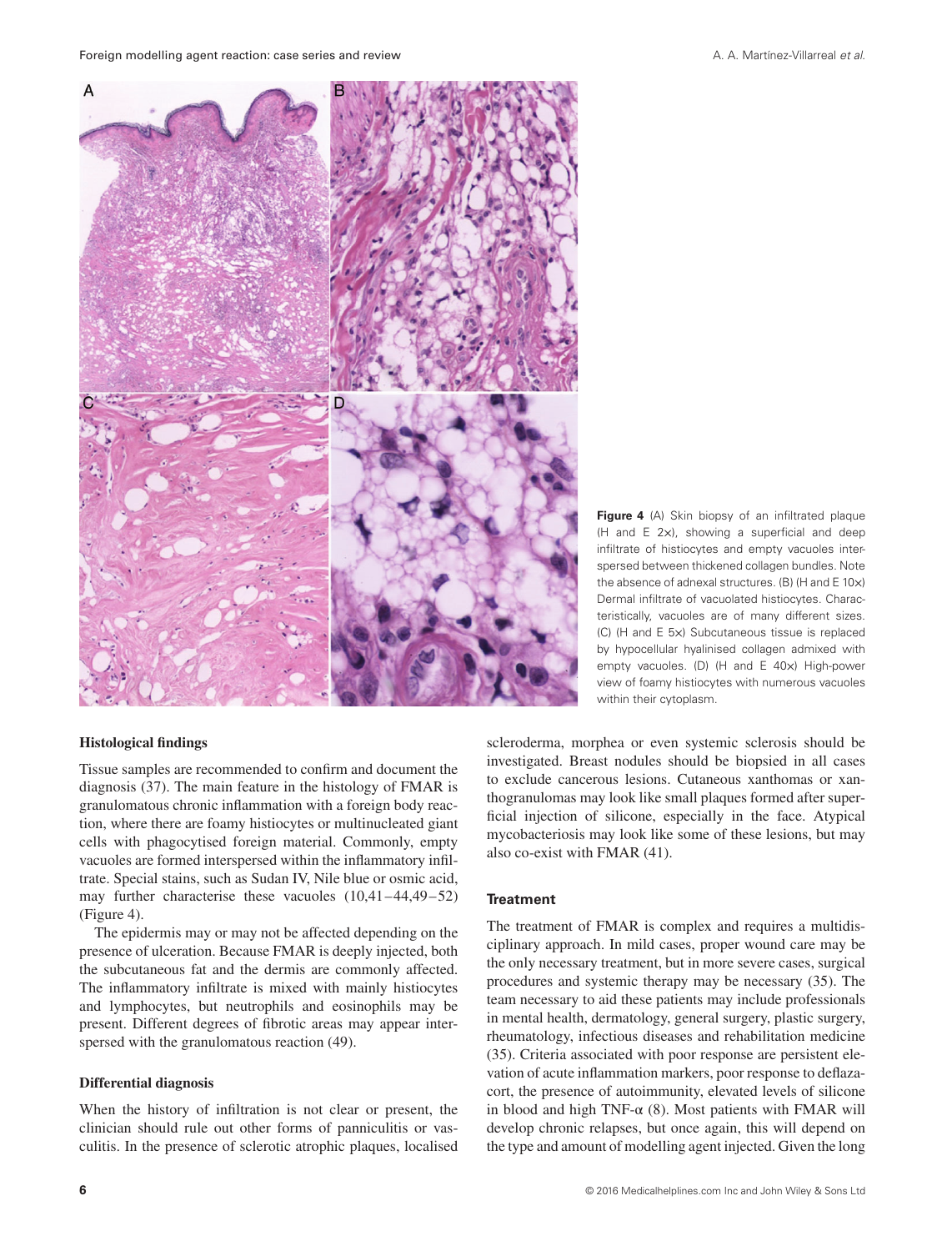Figure 4 (A) Skin biopsy of an infiltrated plaque (H and E 2×), showing a superficial and deep infiltrate of histiocytes and empty vacuoles interspersed between thickened collagen bundles. Note the absence of adnexal structures. (B) (H and E 10×) Dermal infiltrate of vacuolated histiocytes. Characteristically, vacuoles are of many different sizes. (C) (H and E 5×) Subcutaneous tissue is replaced by hypocellular hyalinised collagen admixed with empty vacuoles. (D) (H and E 40×) High-power view of foamy histiocytes with numerous vacuoles within their cytoplasm.

### Histological findings

Tissue samples are recommended to confirm and document the diagnosis (37). The main feature in the histology of FMAR is granulomatous chronic inflammation with a foreign body reaction, where there are foamy histiocytes or multinucleated giant cells with phagocytised foreign material. Commonly, empty vacuoles are formed interspersed within the inflammatory infiltrate. Special stains, such as Sudan IV, Nile blue or osmic acid, may further characterise these vacuoles (10,41–44,49–52) (Figure 4).

The epidermis may or may not be affected depending on the presence of ulceration. Because FMAR is deeply injected, both the subcutaneous fat and the dermis are commonly affected. The inflammatory infiltrate is mixed with mainly histiocytes and lymphocytes, but neutrophils and eosinophils may be present. Different degrees of fibrotic areas may appear interspersed with the granulomatous reaction (49).

### Differential diagnosis

When the history of infiltration is not clear or present, the clinician should rule out other forms of panniculitis or vasculitis. In the presence of sclerotic atrophic plaques, localised scleroderma, morphea or even systemic sclerosis should be investigated. Breast nodules should be biopsied in all cases to exclude cancerous lesions. Cutaneous xanthomas or xanthogranulomas may look like small plaques formed after superficial injection of silicone, especially in the face. Atypical mycobacteriosis may look like some of these lesions, but may also co-exist with FMAR (41).

### Treatment

The treatment of FMAR is complex and requires a multidisciplinary approach. In mild cases, proper wound care may be the only necessary treatment, but in more severe cases, surgical procedures and systemic therapy may be necessary (35). The team necessary to aid these patients may include professionals in mental health, dermatology, general surgery, plastic surgery, rheumatology, infectious diseases and rehabilitation medicine (35). Criteria associated with poor response are persistent elevation of acute inflammation markers, poor response to deflazacort, the presence of autoimmunity, elevated levels of silicone in blood and high TNF-α (8). Most patients with FMAR will develop chronic relapses, but once again, this will depend on the type and amount of modelling agent injected. Given the long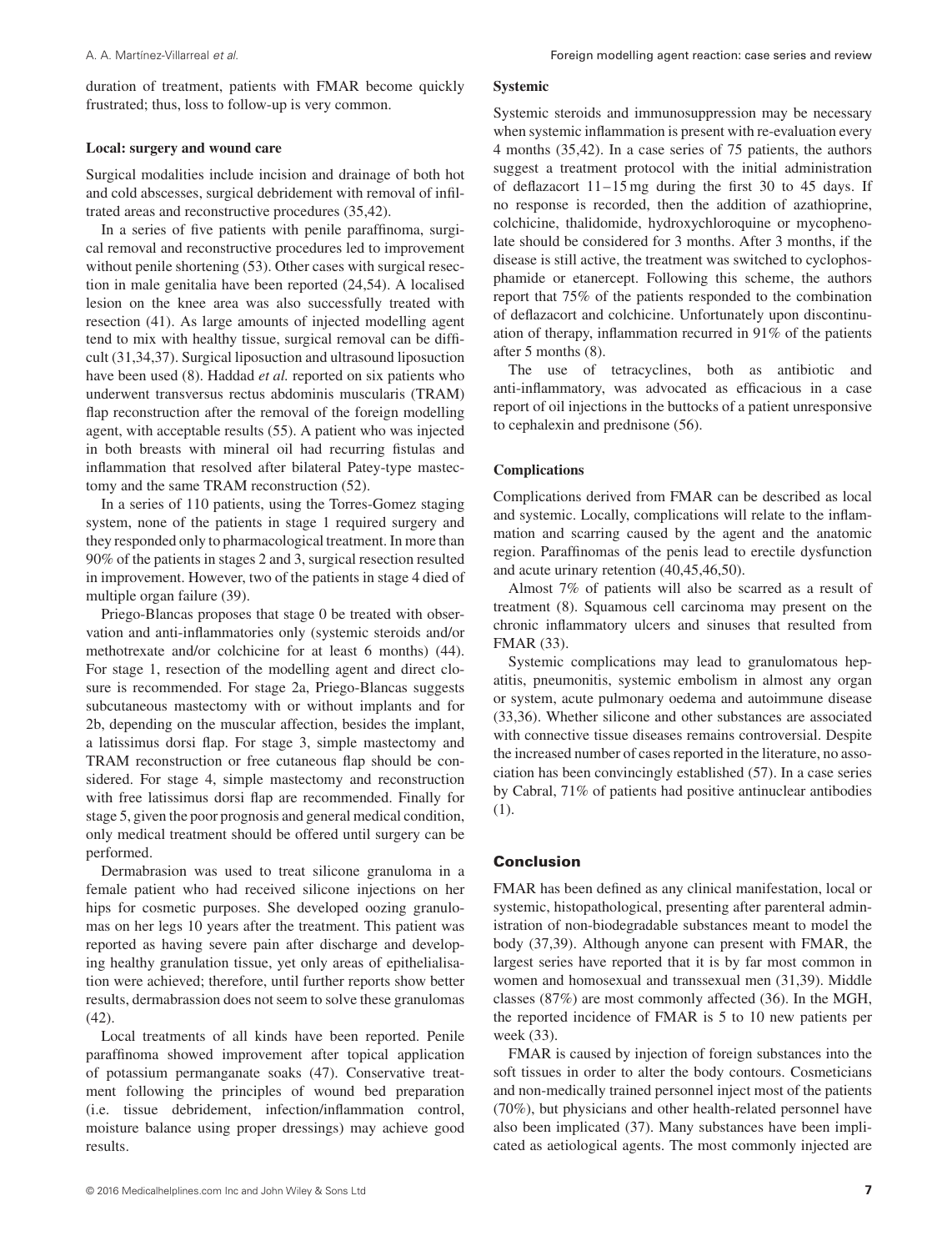duration of treatment, patients with FMAR become quickly frustrated; thus, loss to follow-up is very common.

### Local: surgery and wound care

Surgical modalities include incision and drainage of both hot and cold abscesses, surgical debridement with removal of infiltrated areas and reconstructive procedures (35,42).

In a series of five patients with penile paraffinoma, surgical removal and reconstructive procedures led to improvement without penile shortening (53). Other cases with surgical resection in male genitalia have been reported (24,54). A localised lesion on the knee area was also successfully treated with resection (41). As large amounts of injected modelling agent tend to mix with healthy tissue, surgical removal can be difficult (31,34,37). Surgical liposuction and ultrasound liposuction have been used (8). Haddad *et al.* reported on six patients who underwent transversus rectus abdominis muscularis (TRAM) flap reconstruction after the removal of the foreign modelling agent, with acceptable results (55). A patient who was injected in both breasts with mineral oil had recurring fistulas and inflammation that resolved after bilateral Patey-type mastectomy and the same TRAM reconstruction (52).

In a series of 110 patients, using the Torres-Gomez staging system, none of the patients in stage 1 required surgery and they responded only to pharmacological treatment. In more than 90% of the patients in stages 2 and 3, surgical resection resulted in improvement. However, two of the patients in stage 4 died of multiple organ failure (39).

Priego-Blancas proposes that stage 0 be treated with observation and anti-inflammatories only (systemic steroids and/or methotrexate and/or colchicine for at least 6 months) (44). For stage 1, resection of the modelling agent and direct closure is recommended. For stage 2a, Priego-Blancas suggests subcutaneous mastectomy with or without implants and for 2b, depending on the muscular affection, besides the implant, a latissimus dorsi flap. For stage 3, simple mastectomy and TRAM reconstruction or free cutaneous flap should be considered. For stage 4, simple mastectomy and reconstruction with free latissimus dorsi flap are recommended. Finally for stage 5, given the poor prognosis and general medical condition, only medical treatment should be offered until surgery can be performed.

Dermabrasion was used to treat silicone granuloma in a female patient who had received silicone injections on her hips for cosmetic purposes. She developed oozing granulomas on her legs 10 years after the treatment. This patient was reported as having severe pain after discharge and developing healthy granulation tissue, yet only areas of epithelialisation were achieved; therefore, until further reports show better results, dermabrassion does not seem to solve these granulomas (42).

Local treatments of all kinds have been reported. Penile paraffinoma showed improvement after topical application of potassium permanganate soaks (47). Conservative treatment following the principles of wound bed preparation (i.e. tissue debridement, infection/inflammation control, moisture balance using proper dressings) may achieve good results.

### Systemic

Systemic steroids and immunosuppression may be necessary when systemic inflammation is present with re-evaluation every 4 months (35,42). In a case series of 75 patients, the authors suggest a treatment protocol with the initial administration of deflazacort 11–15 mg during the first 30 to 45 days. If no response is recorded, then the addition of azathioprine, colchicine, thalidomide, hydroxychloroquine or mycophenolate should be considered for 3 months. After 3 months, if the disease is still active, the treatment was switched to cyclophosphamide or etanercept. Following this scheme, the authors report that 75% of the patients responded to the combination of deflazacort and colchicine. Unfortunately upon discontinuation of therapy, inflammation recurred in 91% of the patients after 5 months (8).

The use of tetracyclines, both as antibiotic and anti-inflammatory, was advocated as efficacious in a case report of oil injections in the buttocks of a patient unresponsive to cephalexin and prednisone (56).

### Complications

Complications derived from FMAR can be described as local and systemic. Locally, complications will relate to the inflammation and scarring caused by the agent and the anatomic region. Paraffinomas of the penis lead to erectile dysfunction and acute urinary retention (40,45,46,50).

Almost 7% of patients will also be scarred as a result of treatment (8). Squamous cell carcinoma may present on the chronic inflammatory ulcers and sinuses that resulted from FMAR (33).

Systemic complications may lead to granulomatous hepatitis, pneumonitis, systemic embolism in almost any organ or system, acute pulmonary oedema and autoimmune disease (33,36). Whether silicone and other substances are associated with connective tissue diseases remains controversial. Despite the increased number of cases reported in the literature, no association has been convincingly established (57). In a case series by Cabral, 71% of patients had positive antinuclear antibodies (1).

## Conclusion

FMAR has been defined as any clinical manifestation, local or systemic, histopathological, presenting after parenteral administration of non-biodegradable substances meant to model the body (37,39). Although anyone can present with FMAR, the largest series have reported that it is by far most common in women and homosexual and transsexual men (31,39). Middle classes (87%) are most commonly affected (36). In the MGH, the reported incidence of FMAR is 5 to 10 new patients per week (33).

FMAR is caused by injection of foreign substances into the soft tissues in order to alter the body contours. Cosmeticians and non-medically trained personnel inject most of the patients (70%), but physicians and other health-related personnel have also been implicated (37). Many substances have been implicated as aetiological agents. The most commonly injected are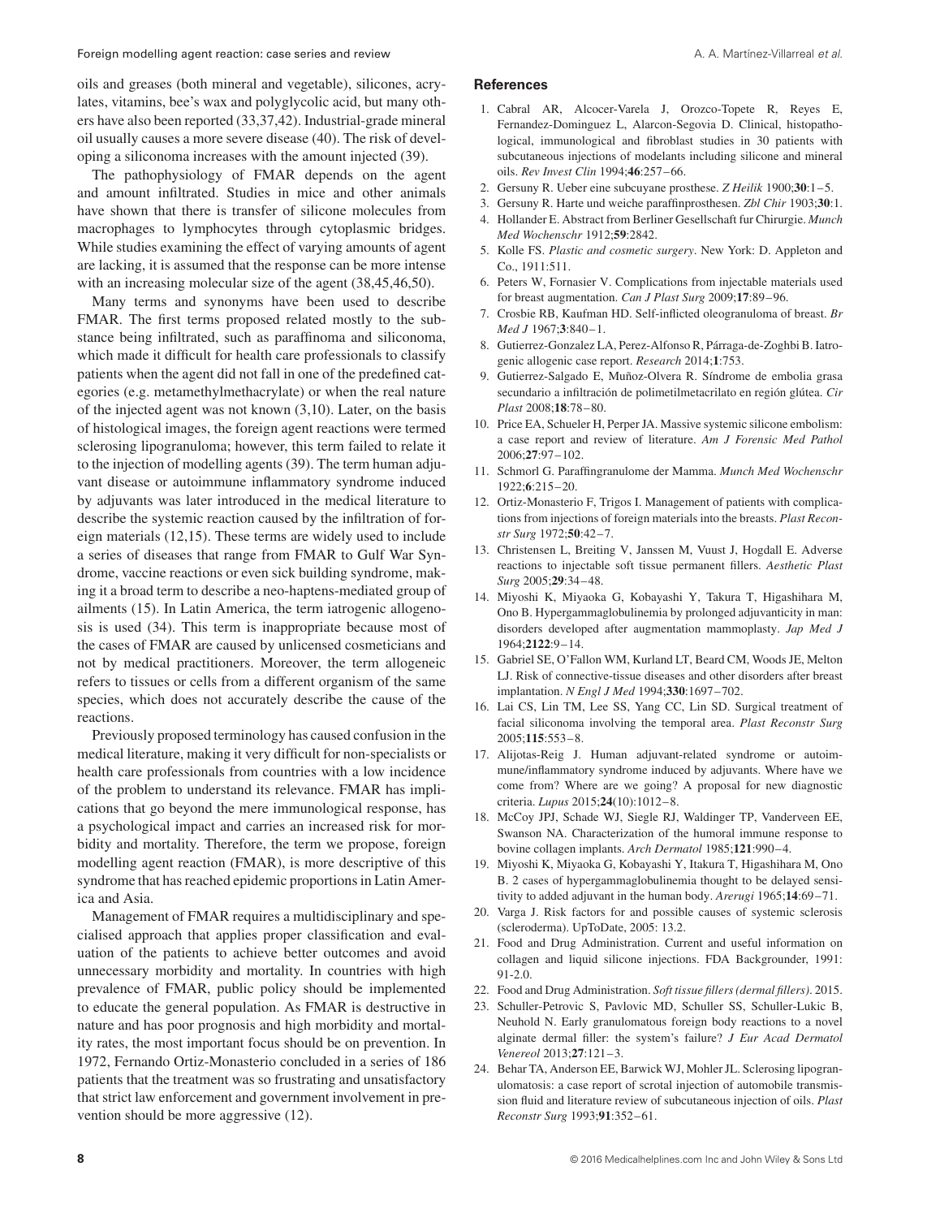oils and greases (both mineral and vegetable), silicones, acrylates, vitamins, bee's wax and polyglycolic acid, but many others have also been reported (33,37,42). Industrial-grade mineral oil usually causes a more severe disease (40). The risk of developing a siliconoma increases with the amount injected (39).

The pathophysiology of FMAR depends on the agent and amount infiltrated. Studies in mice and other animals have shown that there is transfer of silicone molecules from macrophages to lymphocytes through cytoplasmic bridges. While studies examining the effect of varying amounts of agent are lacking, it is assumed that the response can be more intense with an increasing molecular size of the agent (38,45,46,50).

Many terms and synonyms have been used to describe FMAR. The first terms proposed related mostly to the substance being infiltrated, such as paraffinoma and siliconoma, which made it difficult for health care professionals to classify patients when the agent did not fall in one of the predefined categories (e.g. metamethylmethacrylate) or when the real nature of the injected agent was not known (3,10). Later, on the basis of histological images, the foreign agent reactions were termed sclerosing lipogranuloma; however, this term failed to relate it to the injection of modelling agents (39). The term human adjuvant disease or autoimmune inflammatory syndrome induced by adjuvants was later introduced in the medical literature to describe the systemic reaction caused by the infiltration of foreign materials (12,15). These terms are widely used to include a series of diseases that range from FMAR to Gulf War Syndrome, vaccine reactions or even sick building syndrome, making it a broad term to describe a neo-haptens-mediated group of ailments (15). In Latin America, the term iatrogenic allogenosis is used (34). This term is inappropriate because most of the cases of FMAR are caused by unlicensed cosmeticians and not by medical practitioners. Moreover, the term allogeneic refers to tissues or cells from a different organism of the same species, which does not accurately describe the cause of the reactions.

Previously proposed terminology has caused confusion in the medical literature, making it very difficult for non-specialists or health care professionals from countries with a low incidence of the problem to understand its relevance. FMAR has implications that go beyond the mere immunological response, has a psychological impact and carries an increased risk for morbidity and mortality. Therefore, the term we propose, foreign modelling agent reaction (FMAR), is more descriptive of this syndrome that has reached epidemic proportions in Latin America and Asia.

Management of FMAR requires a multidisciplinary and specialised approach that applies proper classification and evaluation of the patients to achieve better outcomes and avoid unnecessary morbidity and mortality. In countries with high prevalence of FMAR, public policy should be implemented to educate the general population. As FMAR is destructive in nature and has poor prognosis and high morbidity and mortality rates, the most important focus should be on prevention. In 1972, Fernando Ortiz-Monasterio concluded in a series of 186 patients that the treatment was so frustrating and unsatisfactory that strict law enforcement and government involvement in prevention should be more aggressive (12).

## References

1. Cabral AR, Alcocer-Varela J, Orozco-Topete R, Reyes E, Fernandez-Dominguez L, Alarcon-Segovia D. Clinical, histopathological, immunological and fibroblast studies in 30 patients with subcutaneous injections of modelants including silicone and mineral oils. *Rev Invest Clin* 1994;**46**:257–66.
2. Gersuny R. Ueber eine subcuyane prosthese. *Z Heilik* 1900;**30**:1–5.
3. Gersuny R. Harte und weiche paraffinprosthesen. *Zbl Chir* 1903;**30**:1.
4. Hollander E. Abstract from Berliner Gesellschaft fur Chirurgie. *Munch Med Wochenschr* 1912;**59**:2842.
5. Kolle FS. *Plastic and cosmetic surgery*. New York: D. Appleton and Co., 1911:511.
6. Peters W, Fornasier V. Complications from injectable materials used for breast augmentation. *Can J Plast Surg* 2009;**17**:89–96.
7. Crosbie RB, Kaufman HD. Self-inflicted oleogranuloma of breast. *Br Med J* 1967;**3**:840–1.
8. Gutierrez-Gonzalez LA, Perez-Alfonso R, Párraga-de-Zoghbi B. Iatrogenic allogenic case report. *Research* 2014;**1**:753.
9. Gutierrez-Salgado E, Muñoz-Olvera R. Síndrome de embolia grasa secundario a infiltración de polimetilmetacrilato en región glútea. *Cir Plast* 2008;**18**:78–80.
10. Price EA, Schueler H, Perper JA. Massive systemic silicone embolism: a case report and review of literature. *Am J Forensic Med Pathol* 2006;**27**:97–102.
11. Schmorl G. Paraffingranulome der Mamma. *Munch Med Wochenschr* 1922;**6**:215–20.
12. Ortiz-Monasterio F, Trigos I. Management of patients with complications from injections of foreign materials into the breasts. *Plast Reconstr Surg* 1972;**50**:42–7.
13. Christensen L, Breiting V, Janssen M, Vuust J, Hogdall E. Adverse reactions to injectable soft tissue permanent fillers. *Aesthetic Plast Surg* 2005;**29**:34–48.
14. Miyoshi K, Miyaoka G, Kobayashi Y, Takura T, Higashihara M, Ono B. Hypergammaglobulinemia by prolonged adjuvanticity in man: disorders developed after augmentation mammoplasty. *Jap Med J* 1964;**2122**:9–14.
15. Gabriel SE, O'Fallon WM, Kurland LT, Beard CM, Woods JE, Melton LJ. Risk of connective-tissue diseases and other disorders after breast implantation. *N Engl J Med* 1994;**330**:1697–702.
16. Lai CS, Lin TM, Lee SS, Yang CC, Lin SD. Surgical treatment of facial siliconoma involving the temporal area. *Plast Reconstr Surg* 2005;**115**:553–8.
17. Alijotas-Reig J. Human adjuvant-related syndrome or autoimmune/inflammatory syndrome induced by adjuvants. Where have we come from? Where are we going? A proposal for new diagnostic criteria. *Lupus* 2015;**24**(10):1012–8.
18. McCoy JPJ, Schade WJ, Siegle RJ, Waldinger TP, Vanderveen EE, Swanson NA. Characterization of the humoral immune response to bovine collagen implants. *Arch Dermatol* 1985;**121**:990–4.
19. Miyoshi K, Miyaoka G, Kobayashi Y, Itakura T, Higashihara M, Ono B. 2 cases of hypergammaglobulinemia thought to be delayed sensitivity to added adjuvant in the human body. *Arerugi* 1965;**14**:69–71.
20. Varga J. Risk factors for and possible causes of systemic sclerosis (scleroderma). UpToDate, 2005: 13.2.
21. Food and Drug Administration. Current and useful information on collagen and liquid silicone injections. FDA Backgrounder, 1991: 91-2.0.
22. Food and Drug Administration. *Soft tissue fillers (dermal fillers)*. 2015.
23. Schuller-Petrovic S, Pavlovic MD, Schuller SS, Schuller-Lukic B, Neuhold N. Early granulomatous foreign body reactions to a novel alginate dermal filler: the system's failure? *J Eur Acad Dermatol Venereol* 2013;**27**:121–3.
24. Behar TA, Anderson EE, Barwick WJ, Mohler JL. Sclerosing lipogranulomatosis: a case report of scrotal injection of automobile transmission fluid and literature review of subcutaneous injection of oils. *Plast Reconstr Surg* 1993;**91**:352–61.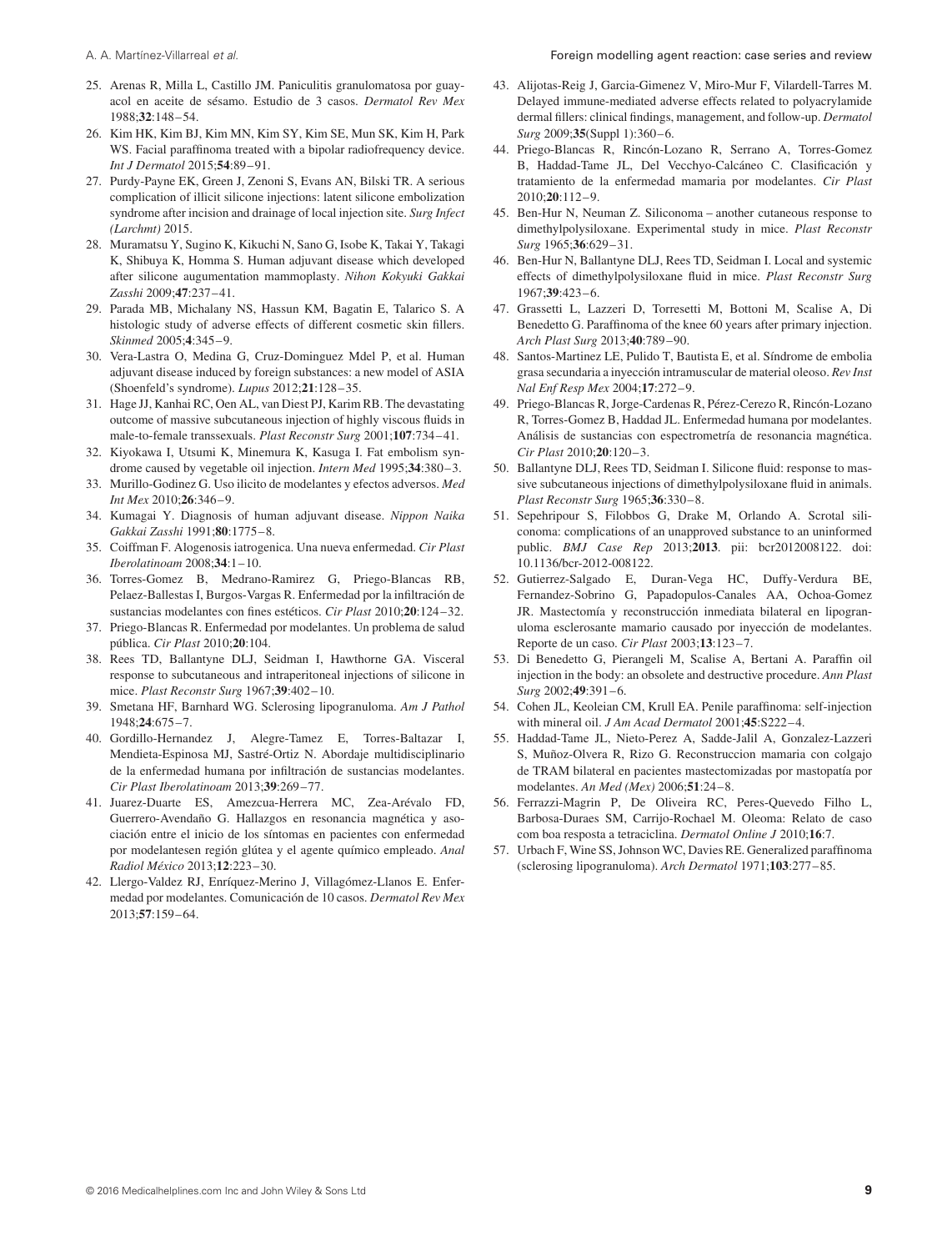25. Arenas R, Milla L, Castillo JM. Paniculitis granulomatosa por guayacol en aceite de sésamo. Estudio de 3 casos. *Dermatol Rev Mex* 1988;**32**:148–54.
26. Kim HK, Kim BJ, Kim MN, Kim SY, Kim SE, Mun SK, Kim H, Park WS. Facial paraffinoma treated with a bipolar radiofrequency device. *Int J Dermatol* 2015;**54**:89–91.
27. Purdy-Payne EK, Green J, Zenoni S, Evans AN, Bilski TR. A serious complication of illicit silicone injections: latent silicone embolization syndrome after incision and drainage of local injection site. *Surg Infect (Larchmt)* 2015.
28. Muramatsu Y, Sugino K, Kikuchi N, Sano G, Isobe K, Takai Y, Takagi K, Shibuya K, Homma S. Human adjuvant disease which developed after silicone augumentation mammoplasty. *Nihon Kokyuki Gakkai Zasshi* 2009;**47**:237–41.
29. Parada MB, Michalany NS, Hassun KM, Bagatin E, Talarico S. A histologic study of adverse effects of different cosmetic skin fillers. *Skinmed* 2005;**4**:345–9.
30. Vera-Lastra O, Medina G, Cruz-Dominguez Mdel P, et al. Human adjuvant disease induced by foreign substances: a new model of ASIA (Shoenfeld's syndrome). *Lupus* 2012;**21**:128–35.
31. Hage JJ, Kanhai RC, Oen AL, van Diest PJ, Karim RB. The devastating outcome of massive subcutaneous injection of highly viscous fluids in male-to-female transsexuals. *Plast Reconstr Surg* 2001;**107**:734–41.
32. Kiyokawa I, Utsumi K, Minemura K, Kasuga I. Fat embolism syndrome caused by vegetable oil injection. *Intern Med* 1995;**34**:380–3.
33. Murillo-Godinez G. Uso ilicito de modelantes y efectos adversos. *Med Int Mex* 2010;**26**:346–9.
34. Kumagai Y. Diagnosis of human adjuvant disease. *Nippon Naika Gakkai Zasshi* 1991;**80**:1775–8.
35. Coiffman F. Alogenosis iatrogenica. Una nueva enfermedad. *Cir Plast Iberolatinoam* 2008;**34**:1–10.
36. Torres-Gomez B, Medrano-Ramirez G, Priego-Blancas RB, Pelaez-Ballestas I, Burgos-Vargas R. Enfermedad por la infiltración de sustancias modelantes con fines estéticos. *Cir Plast* 2010;**20**:124–32.
37. Priego-Blancas R. Enfermedad por modelantes. Un problema de salud pública. *Cir Plast* 2010;**20**:104.
38. Rees TD, Ballantyne DLJ, Seidman I, Hawthorne GA. Visceral response to subcutaneous and intraperitoneal injections of silicone in mice. *Plast Reconstr Surg* 1967;**39**:402–10.
39. Smetana HF, Barnhard WG. Sclerosing lipogranuloma. *Am J Pathol* 1948;**24**:675–7.
40. Gordillo-Hernandez J, Alegre-Tamez E, Torres-Baltazar I, Mendieta-Espinosa MJ, Sastré-Ortiz N. Abordaje multidisciplinario de la enfermedad humana por infiltración de sustancias modelantes. *Cir Plast Iberolatinoam* 2013;**39**:269–77.
41. Juarez-Duarte ES, Amezcua-Herrera MC, Zea-Arévalo FD, Guerrero-Avendaño G. Hallazgos en resonancia magnética y asociación entre el inicio de los síntomas en pacientes con enfermedad por modelantesen región glútea y el agente químico empleado. *Anal Radiol México* 2013;**12**:223–30.
42. Llergo-Valdez RJ, Enríquez-Merino J, Villagómez-Llanos E. Enfermedad por modelantes. Comunicación de 10 casos. *Dermatol Rev Mex* 2013;**57**:159–64.
43. Alijotas-Reig J, Garcia-Gimenez V, Miro-Mur F, Vilardell-Tarres M. Delayed immune-mediated adverse effects related to polyacrylamide dermal fillers: clinical findings, management, and follow-up. *Dermatol Surg* 2009;**35**(Suppl 1):360–6.
44. Priego-Blancas R, Rincón-Lozano R, Serrano A, Torres-Gomez B, Haddad-Tame JL, Del Vecchyo-Calcáneo C. Clasificación y tratamiento de la enfermedad mamaria por modelantes. *Cir Plast* 2010;**20**:112–9.
45. Ben-Hur N, Neuman Z. Siliconoma – another cutaneous response to dimethylpolysiloxane. Experimental study in mice. *Plast Reconstr Surg* 1965;**36**:629–31.
46. Ben-Hur N, Ballantyne DLJ, Rees TD, Seidman I. Local and systemic effects of dimethylpolysiloxane fluid in mice. *Plast Reconstr Surg* 1967;**39**:423–6.
47. Grassetti L, Lazzeri D, Torresetti M, Bottoni M, Scalise A, Di Benedetto G. Paraffinoma of the knee 60 years after primary injection. *Arch Plast Surg* 2013;**40**:789–90.
48. Santos-Martinez LE, Pulido T, Bautista E, et al. Síndrome de embolia grasa secundaria a inyección intramuscular de material oleoso. *Rev Inst Nal Enf Resp Mex* 2004;**17**:272–9.
49. Priego-Blancas R, Jorge-Cardenas R, Pérez-Cerezo R, Rincón-Lozano R, Torres-Gomez B, Haddad JL. Enfermedad humana por modelantes. Análisis de sustancias con espectrometría de resonancia magnética. *Cir Plast* 2010;**20**:120–3.
50. Ballantyne DLJ, Rees TD, Seidman I. Silicone fluid: response to massive subcutaneous injections of dimethylpolysiloxane fluid in animals. *Plast Reconstr Surg* 1965;**36**:330–8.
51. Sepehripour S, Filobbos G, Drake M, Orlando A. Scrotal siliconoma: complications of an unapproved substance to an uninformed public. *BMJ Case Rep* 2013;**2013**. pii: bcr2012008122. doi: 10.1136/bcr-2012-008122.
52. Gutierrez-Salgado E, Duran-Vega HC, Duffy-Verdura BE, Fernandez-Sobrino G, Papadopulos-Canales AA, Ochoa-Gomez JR. Mastectomía y reconstrucción inmediata bilateral en lipogranuloma esclerosante mamario causado por inyección de modelantes. Reporte de un caso. *Cir Plast* 2003;**13**:123–7.
53. Di Benedetto G, Pierangeli M, Scalise A, Bertani A. Paraffin oil injection in the body: an obsolete and destructive procedure. *Ann Plast Surg* 2002;**49**:391–6.
54. Cohen JL, Keoleian CM, Krull EA. Penile paraffinoma: self-injection with mineral oil. *J Am Acad Dermatol* 2001;**45**:S222–4.
55. Haddad-Tame JL, Nieto-Perez A, Sadde-Jalil A, Gonzalez-Lazzeri S, Muñoz-Olvera R, Rizo G. Reconstruccion mamaria con colgajo de TRAM bilateral en pacientes mastectomizadas por mastopatía por modelantes. *An Med (Mex)* 2006;**51**:24–8.
56. Ferrazzi-Magrin P, De Oliveira RC, Peres-Quevedo Filho L, Barbosa-Duraes SM, Carrijo-Rochael M. Oleoma: Relato de caso com boa resposta a tetraciclina. *Dermatol Online J* 2010;**16**:7.
57. Urbach F, Wine SS, Johnson WC, Davies RE. Generalized paraffinoma (sclerosing lipogranuloma). *Arch Dermatol* 1971;**103**:277–85.